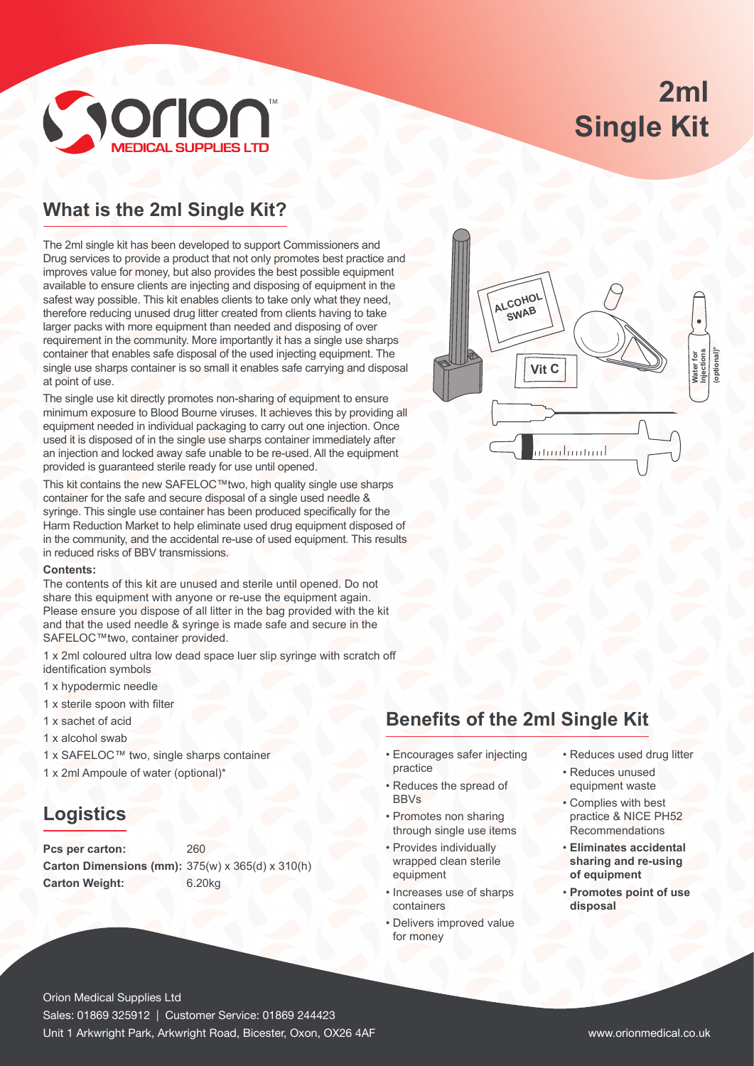# 2ml Single Kit

## What is the 2ml Single Kit?

The 2ml single kit has been developed to support Commissioners and Drug services to provide a product that not only promotes best practice and improves value for money, but also provides the best possible equipment available to ensure clients are injecting and disposing of equipment in the safest way possible. This kit enables clients to take only what they need, therefore reducing unused drug litter created from clients having to take larger packs with more equipment than needed and disposing of over requirement in the community. More importantly it has a single use sharps container that enables safe disposal of the used injecting equipment. The single use sharps container is so small it enables safe carrying and disposal at point of use.

The single use kit directly promotes non-sharing of equipment to ensure minimum exposure to Blood Bourne viruses. It achieves this by providing all equipment needed in individual packaging to carry out one injection. Once used it is disposed of in the single use sharps container immediately after an injection and locked away safe unable to be re-used. All the equipment provided is guaranteed sterile ready for use until opened.

This kit contains the new SAFELOC™two, high quality single use sharps container for the safe and secure disposal of a single used needle & syringe. This single use container has been produced specifically for the Harm Reduction Market to help eliminate used drug equipment disposed of in the community, and the accidental re-use of used equipment. This results in reduced risks of BBV transmissions.

**Contents:**

The contents of this kit are unused and sterile until opened. Do not share this equipment with anyone or re-use the equipment again. Please ensure you dispose of all litter in the bag provided with the kit and that the used needle & syringe is made safe and secure in the SAFELOC™two, container provided.

1 x 2ml coloured ultra low dead space luer slip syringe with scratch off identification symbols

1 x hypodermic needle

1 x sterile spoon with filter

1 x sachet of acid

1 x alcohol swab

1 x SAFELOC™ two, single sharps container

1 x 2ml Ampoule of water (optional)*

## Logistics

**Pcs per carton:** 260
**Carton Dimensions (mm):** 375(w) x 365(d) x 310(h)
**Carton Weight:** 6.20kg

## Benefits of the 2ml Single Kit

- Encourages safer injecting practice
- Reduces the spread of BBVs
- Promotes non sharing through single use items
- Provides individually wrapped clean sterile equipment
- Increases use of sharps containers
- Delivers improved value for money
- Reduces used drug litter
- Reduces unused equipment waste
- Complies with best practice & NICE PH52 Recommendations
- **Eliminates accidental sharing and re-using of equipment**
- **Promotes point of use disposal**

Orion Medical Supplies Ltd
Sales: 01869 325912 | Customer Service: 01869 244423
Unit 1 Arkwright Park, Arkwright Road, Bicester, Oxon, OX26 4AF
www.orionmedical.co.uk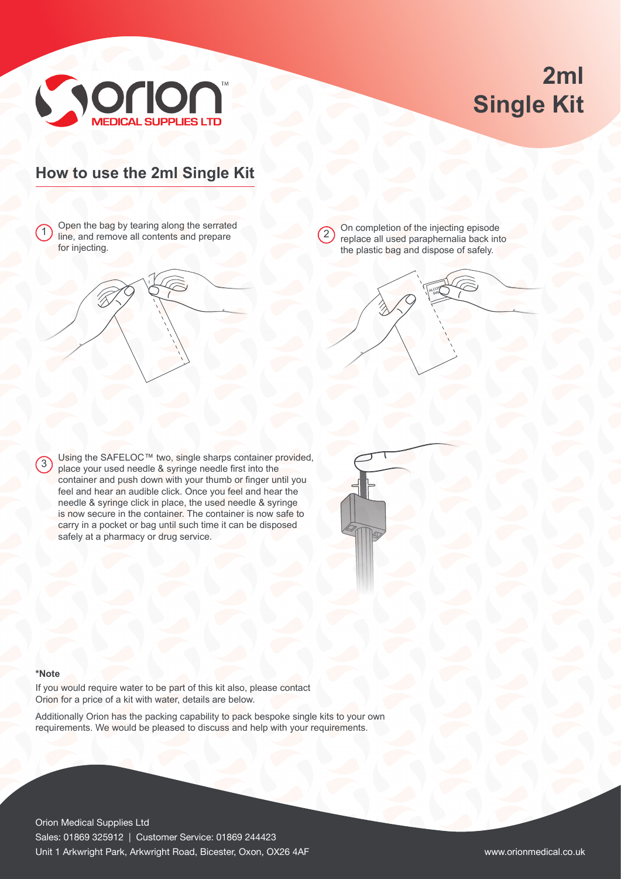# 2ml Single Kit

## How to use the 2ml Single Kit

1. Open the bag by tearing along the serrated line, and remove all contents and prepare for injecting.

2. On completion of the injecting episode replace all used paraphernalia back into the plastic bag and dispose of safely.

3. Using the SAFELOC™ two, single sharps container provided, place your used needle & syringe needle first into the container and push down with your thumb or finger until you feel and hear an audible click. Once you feel and hear the needle & syringe click in place, the used needle & syringe is now secure in the container. The container is now safe to carry in a pocket or bag until such time it can be disposed safely at a pharmacy or drug service.

**\*Note**

If you would require water to be part of this kit also, please contact Orion for a price of a kit with water, details are below.

Additionally Orion has the packing capability to pack bespoke single kits to your own requirements. We would be pleased to discuss and help with your requirements.

Orion Medical Supplies Ltd
Sales: 01869 325912 | Customer Service: 01869 244423
Unit 1 Arkwright Park, Arkwright Road, Bicester, Oxon, OX26 4AF

www.orionmedical.co.uk